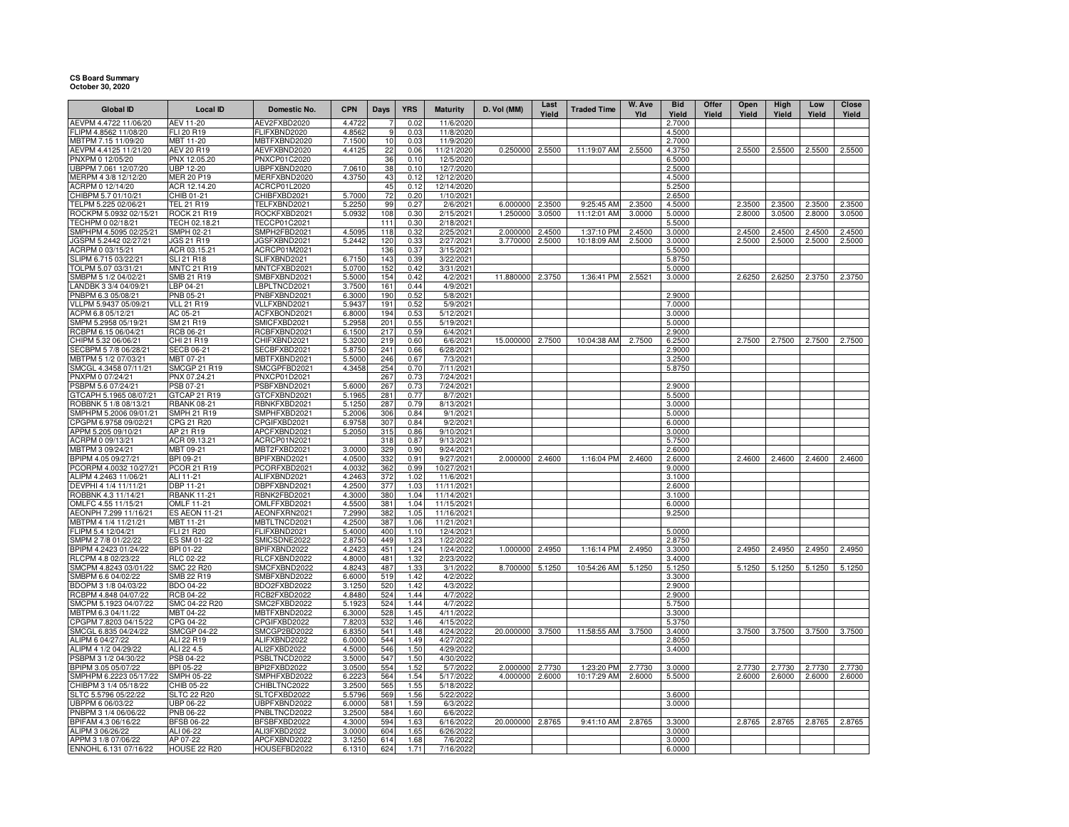**CS Board Summary**
**October 30, 2020**

| Global ID | Local ID | Domestic No. | CPN | Days | YRS | Maturity | D. Vol (MM) | Last Yield | Traded Time | W. Ave Yld | Bid Yield | Offer Yield | Open Yield | High Yield | Low Yield | Close Yield |
|---|---|---|---|---|---|---|---|---|---|---|---|---|---|---|---|---|
| AEVPM 4.4722 11/06/20 | AEV 11-20 | AEV2FXBD2020 | 4.4722 | 7 | 0.02 | 11/6/2020 | | | | | 2.7000 | | | | | |
| FLIPM 4.8562 11/08/20 | FLI 20 R19 | FLIFXBND2020 | 4.8562 | 9 | 0.03 | 11/8/2020 | | | | | 4.5000 | | | | | |
| MBTPM 7.15 11/09/20 | MBT 11-20 | MBTFXBND2020 | 7.1500 | 10 | 0.03 | 11/9/2020 | | | | | 2.7000 | | | | | |
| AEVPM 4.4125 11/21/20 | AEV 20 R19 | AEVFXBND2020 | 4.4125 | 22 | 0.06 | 11/21/2020 | 0.250000 | 2.5500 | 11:19:07 AM | 2.5500 | 4.3750 | | 2.5500 | 2.5500 | 2.5500 | 2.5500 |
| PNXPM 0 12/05/20 | PNX 12.05.20 | PNXCP01C2020 | | 36 | 0.10 | 12/5/2020 | | | | | 6.5000 | | | | | |
| UBPPM 7.061 12/07/20 | UBP 12-20 | UBPFXBND2020 | 7.0610 | 38 | 0.10 | 12/7/2020 | | | | | 2.5000 | | | | | |
| MERPM 4 3/8 12/12/20 | MER 20 P19 | MERFXBND2020 | 4.3750 | 43 | 0.12 | 12/12/2020 | | | | | 4.5000 | | | | | |
| ACRPM 0 12/14/20 | ACR 12.14.20 | ACRCP01L2020 | | 45 | 0.12 | 12/14/2020 | | | | | 5.2500 | | | | | |
| CHIBPM 5.7 01/10/21 | CHIB 01-21 | CHIBFXBD2021 | 5.7000 | 72 | 0.20 | 1/10/2021 | | | | | 2.6500 | | | | | |
| TELPM 5.225 02/06/21 | TEL 21 R19 | TELFXBND2021 | 5.2250 | 99 | 0.27 | 2/6/2021 | 6.000000 | 2.3500 | 9:25:45 AM | 2.3500 | 4.5000 | | 2.3500 | 2.3500 | 2.3500 | 2.3500 |
| ROCKPM 5.0932 02/15/21 | ROCK 21 R19 | ROCKFXBD2021 | 5.0932 | 108 | 0.30 | 2/15/2021 | 1.250000 | 3.0500 | 11:12:01 AM | 3.0000 | 5.0000 | | 2.8000 | 3.0500 | 2.8000 | 3.0500 |
| TECHPM 0 02/18/21 | TECH 02.18.21 | TECCP01C2021 | | 111 | 0.30 | 2/18/2021 | | | | | 5.5000 | | | | | |
| SMPHPM 4.5095 02/25/21 | SMPH 02-21 | SMPH2FBD2021 | 4.5095 | 118 | 0.32 | 2/25/2021 | 2.000000 | 2.4500 | 1:37:10 PM | 2.4500 | 3.0000 | | 2.4500 | 2.4500 | 2.4500 | 2.4500 |
| JGSPM 5.2442 02/27/21 | JGS 21 R19 | JGSFXBND2021 | 5.2442 | 120 | 0.33 | 2/27/2021 | 3.770000 | 2.5000 | 10:18:09 AM | 2.5000 | 3.0000 | | 2.5000 | 2.5000 | 2.5000 | 2.5000 |
| ACRPM 0 03/15/21 | ACR 03.15.21 | ACRCP01M2021 | | 136 | 0.37 | 3/15/2021 | | | | | 5.5000 | | | | | |
| SLIPM 6.715 03/22/21 | SLI 21 R18 | SLIFXBND2021 | 6.7150 | 143 | 0.39 | 3/22/2021 | | | | | 5.8750 | | | | | |
| TOLPM 5.07 03/31/21 | MNTC 21 R19 | MNTCFXBD2021 | 5.0700 | 152 | 0.42 | 3/31/2021 | | | | | 5.0000 | | | | | |
| SMBPM 5 1/2 04/02/21 | SMB 21 R19 | SMBFXBND2021 | 5.5000 | 154 | 0.42 | 4/2/2021 | 11.880000 | 2.3750 | 1:36:41 PM | 2.5521 | 3.0000 | | 2.6250 | 2.6250 | 2.3750 | 2.3750 |
| LANDBK 3 3/4 04/09/21 | LBP 04-21 | LBPLTNCD2021 | 3.7500 | 161 | 0.44 | 4/9/2021 | | | | | | | | | | |
| PNBPM 6.3 05/08/21 | PNB 05-21 | PNBFXBND2021 | 6.3000 | 190 | 0.52 | 5/8/2021 | | | | | 2.9000 | | | | | |
| VLLPM 5.9437 05/09/21 | VLL 21 R19 | VLLFXBND2021 | 5.9437 | 191 | 0.52 | 5/9/2021 | | | | | 7.0000 | | | | | |
| ACPM 6.8 05/12/21 | AC 05-21 | ACFXBOND2021 | 6.8000 | 194 | 0.53 | 5/12/2021 | | | | | 3.0000 | | | | | |
| SMPM 5.2958 05/19/21 | SM 21 R19 | SMICFXBD2021 | 5.2958 | 201 | 0.55 | 5/19/2021 | | | | | 5.0000 | | | | | |
| RCBPM 6.15 06/04/21 | RCB 06-21 | RCBFXBND2021 | 6.1500 | 217 | 0.59 | 6/4/2021 | | | | | 2.9000 | | | | | |
| CHIPM 5.32 06/06/21 | CHI 21 R19 | CHIFXBND2021 | 5.3200 | 219 | 0.60 | 6/6/2021 | 15.000000 | 2.7500 | 10:04:38 AM | 2.7500 | 6.2500 | | 2.7500 | 2.7500 | 2.7500 | 2.7500 |
| SECBPM 5 7/8 06/28/21 | SECB 06-21 | SECBFXBD2021 | 5.8750 | 241 | 0.66 | 6/28/2021 | | | | | 2.9000 | | | | | |
| MBTPM 5 1/2 07/03/21 | MBT 07-21 | MBTFXBND2021 | 5.5000 | 246 | 0.67 | 7/3/2021 | | | | | 3.2500 | | | | | |
| SMCGL 4.3458 07/11/21 | SMCGP 21 R19 | SMCGPFBD2021 | 4.3458 | 254 | 0.70 | 7/11/2021 | | | | | 5.8750 | | | | | |
| PNXPM 0 07/24/21 | PNX 07.24.21 | PNXCP01D2021 | | 267 | 0.73 | 7/24/2021 | | | | | | | | | | |
| PSBPM 5.6 07/24/21 | PSB 07-21 | PSBFXBND2021 | 5.6000 | 267 | 0.73 | 7/24/2021 | | | | | 2.9000 | | | | | |
| GTCAPH 5.1965 08/07/21 | GTCAP 21 R19 | GTCFXBND2021 | 5.1965 | 281 | 0.77 | 8/7/2021 | | | | | 5.5000 | | | | | |
| ROBBNK 5 1/8 08/13/21 | RBANK 08-21 | RBNKFXBD2021 | 5.1250 | 287 | 0.79 | 8/13/2021 | | | | | 3.0000 | | | | | |
| SMPHPM 5.2006 09/01/21 | SMPH 21 R19 | SMPHFXBD2021 | 5.2006 | 306 | 0.84 | 9/1/2021 | | | | | 5.0000 | | | | | |
| CPGPM 6.9758 09/02/21 | CPG 21 R20 | CPGIFXBD2021 | 6.9758 | 307 | 0.84 | 9/2/2021 | | | | | 6.0000 | | | | | |
| APPM 5.205 09/10/21 | AP 21 R19 | APCFXBND2021 | 5.2050 | 315 | 0.86 | 9/10/2021 | | | | | 3.0000 | | | | | |
| ACRPM 0 09/13/21 | ACR 09.13.21 | ACRCP01N2021 | | 318 | 0.87 | 9/13/2021 | | | | | 5.7500 | | | | | |
| MBTPM 3 09/24/21 | MBT 09-21 | MBT2FXBD2021 | 3.0000 | 329 | 0.90 | 9/24/2021 | | | | | 2.6000 | | | | | |
| BPIPM 4.05 09/27/21 | BPI 09-21 | BPIFXBND2021 | 4.0500 | 332 | 0.91 | 9/27/2021 | 2.000000 | 2.4600 | 1:16:04 PM | 2.4600 | 2.6000 | | 2.4600 | 2.4600 | 2.4600 | 2.4600 |
| PCORPM 4.0032 10/27/21 | PCOR 21 R19 | PCORFXBD2021 | 4.0032 | 362 | 0.99 | 10/27/2021 | | | | | 9.0000 | | | | | |
| ALIPM 4.2463 11/06/21 | ALI 11-21 | ALIFXBND2021 | 4.2463 | 372 | 1.02 | 11/6/2021 | | | | | 3.1000 | | | | | |
| DEVPHI 4 1/4 11/11/21 | DBP 11-21 | DBPFXBND2021 | 4.2500 | 377 | 1.03 | 11/11/2021 | | | | | 2.6000 | | | | | |
| ROBBNK 4.3 11/14/21 | RBANK 11-21 | RBNK2FBD2021 | 4.3000 | 380 | 1.04 | 11/14/2021 | | | | | 3.1000 | | | | | |
| OMLFC 4.55 11/15/21 | OMLF 11-21 | OMLFFXBD2021 | 4.5500 | 381 | 1.04 | 11/15/2021 | | | | | 6.0000 | | | | | |
| AEONPH 7.299 11/16/21 | ES AEON 11-21 | AEONFXRN2021 | 7.2990 | 382 | 1.05 | 11/16/2021 | | | | | 9.2500 | | | | | |
| MBTPM 4 1/4 11/21/21 | MBT 11-21 | MBTLTNCD2021 | 4.2500 | 387 | 1.06 | 11/21/2021 | | | | | | | | | | |
| FLIPM 5.4 12/04/21 | FLI 21 R20 | FLIFXBND2021 | 5.4000 | 400 | 1.10 | 12/4/2021 | | | | | 5.0000 | | | | | |
| SMPM 2 7/8 01/22/22 | ES SM 01-22 | SMICSDNE2022 | 2.8750 | 449 | 1.23 | 1/22/2022 | | | | | 2.8750 | | | | | |
| BPIPM 4.2423 01/24/22 | BPI 01-22 | BPIFXBND2022 | 4.2423 | 451 | 1.24 | 1/24/2022 | 1.000000 | 2.4950 | 1:16:14 PM | 2.4950 | 3.3000 | | 2.4950 | 2.4950 | 2.4950 | 2.4950 |
| RLCPM 4.8 02/23/22 | RLC 02-22 | RLCFXBND2022 | 4.8000 | 481 | 1.32 | 2/23/2022 | | | | | 3.4000 | | | | | |
| SMCPM 4.8243 03/01/22 | SMC 22 R20 | SMCFXBND2022 | 4.8243 | 487 | 1.33 | 3/1/2022 | 8.700000 | 5.1250 | 10:54:26 AM | 5.1250 | 5.1250 | | 5.1250 | 5.1250 | 5.1250 | 5.1250 |
| SMBPM 6.6 04/02/22 | SMB 22 R19 | SMBFXBND2022 | 6.6000 | 519 | 1.42 | 4/2/2022 | | | | | 3.3000 | | | | | |
| BDOPM 3 1/8 04/03/22 | BDO 04-22 | BDO2FXBD2022 | 3.1250 | 520 | 1.42 | 4/3/2022 | | | | | 2.9000 | | | | | |
| RCBPM 4.848 04/07/22 | RCB 04-22 | RCB2FXBD2022 | 4.8480 | 524 | 1.44 | 4/7/2022 | | | | | 2.9000 | | | | | |
| SMCPM 5.1923 04/07/22 | SMC 04-22 R20 | SMC2FXBD2022 | 5.1923 | 524 | 1.44 | 4/7/2022 | | | | | 5.7500 | | | | | |
| MBTPM 6.3 04/11/22 | MBT 04-22 | MBTFXBND2022 | 6.3000 | 528 | 1.45 | 4/11/2022 | | | | | 3.3000 | | | | | |
| CPGPM 7.8203 04/15/22 | CPG 04-22 | CPGIFXBD2022 | 7.8203 | 532 | 1.46 | 4/15/2022 | | | | | 5.3750 | | | | | |
| SMCGL 6.835 04/24/22 | SMCGP 04-22 | SMCGP2BD2022 | 6.8350 | 541 | 1.48 | 4/24/2022 | 20.000000 | 3.7500 | 11:58:55 AM | 3.7500 | 3.4000 | | 3.7500 | 3.7500 | 3.7500 | 3.7500 |
| ALIPM 6 04/27/22 | ALI 22 R19 | ALIFXBND2022 | 6.0000 | 544 | 1.49 | 4/27/2022 | | | | | 2.8050 | | | | | |
| ALIPM 4 1/2 04/29/22 | ALI 22 4.5 | ALI2FXBD2022 | 4.5000 | 546 | 1.50 | 4/29/2022 | | | | | 3.4000 | | | | | |
| PSBPM 3 1/2 04/30/22 | PSB 04-22 | PSBLTNCD2022 | 3.5000 | 547 | 1.50 | 4/30/2022 | | | | | | | | | | |
| BPIPM 3.05 05/07/22 | BPI 05-22 | BPI2FXBD2022 | 3.0500 | 554 | 1.52 | 5/7/2022 | 2.000000 | 2.7730 | 1:23:20 PM | 2.7730 | 3.0000 | | 2.7730 | 2.7730 | 2.7730 | 2.7730 |
| SMPHPM 6.2223 05/17/22 | SMPH 05-22 | SMPHFXBD2022 | 6.2223 | 564 | 1.54 | 5/17/2022 | 4.000000 | 2.6000 | 10:17:29 AM | 2.6000 | 5.5000 | | 2.6000 | 2.6000 | 2.6000 | 2.6000 |
| CHIBPM 3 1/4 05/18/22 | CHIB 05-22 | CHIBLTNC2022 | 3.2500 | 565 | 1.55 | 5/18/2022 | | | | | | | | | | |
| SLTC 5.5796 05/22/22 | SLTC 22 R20 | SLTCFXBD2022 | 5.5796 | 569 | 1.56 | 5/22/2022 | | | | | 3.6000 | | | | | |
| UBPPM 6 06/03/22 | UBP 06-22 | UBPFXBND2022 | 6.0000 | 581 | 1.59 | 6/3/2022 | | | | | 3.0000 | | | | | |
| PNBPM 3 1/4 06/06/22 | PNB 06-22 | PNBLTNCD2022 | 3.2500 | 584 | 1.60 | 6/6/2022 | | | | | | | | | | |
| BPIFAM 4.3 06/16/22 | BFSB 06-22 | BFSBFXBD2022 | 4.3000 | 594 | 1.63 | 6/16/2022 | 20.000000 | 2.8765 | 9:41:10 AM | 2.8765 | 3.3000 | | 2.8765 | 2.8765 | 2.8765 | 2.8765 |
| ALIPM 3 06/26/22 | ALI 06-22 | ALI3FXBD2022 | 3.0000 | 604 | 1.65 | 6/26/2022 | | | | | 3.0000 | | | | | |
| APPM 3 1/8 07/06/22 | AP 07-22 | APCFXBND2022 | 3.1250 | 614 | 1.68 | 7/6/2022 | | | | | 3.0000 | | | | | |
| ENNOHL 6.131 07/16/22 | HOUSE 22 R20 | HOUSEFBD2022 | 6.1310 | 624 | 1.71 | 7/16/2022 | | | | | 6.0000 | | | | | |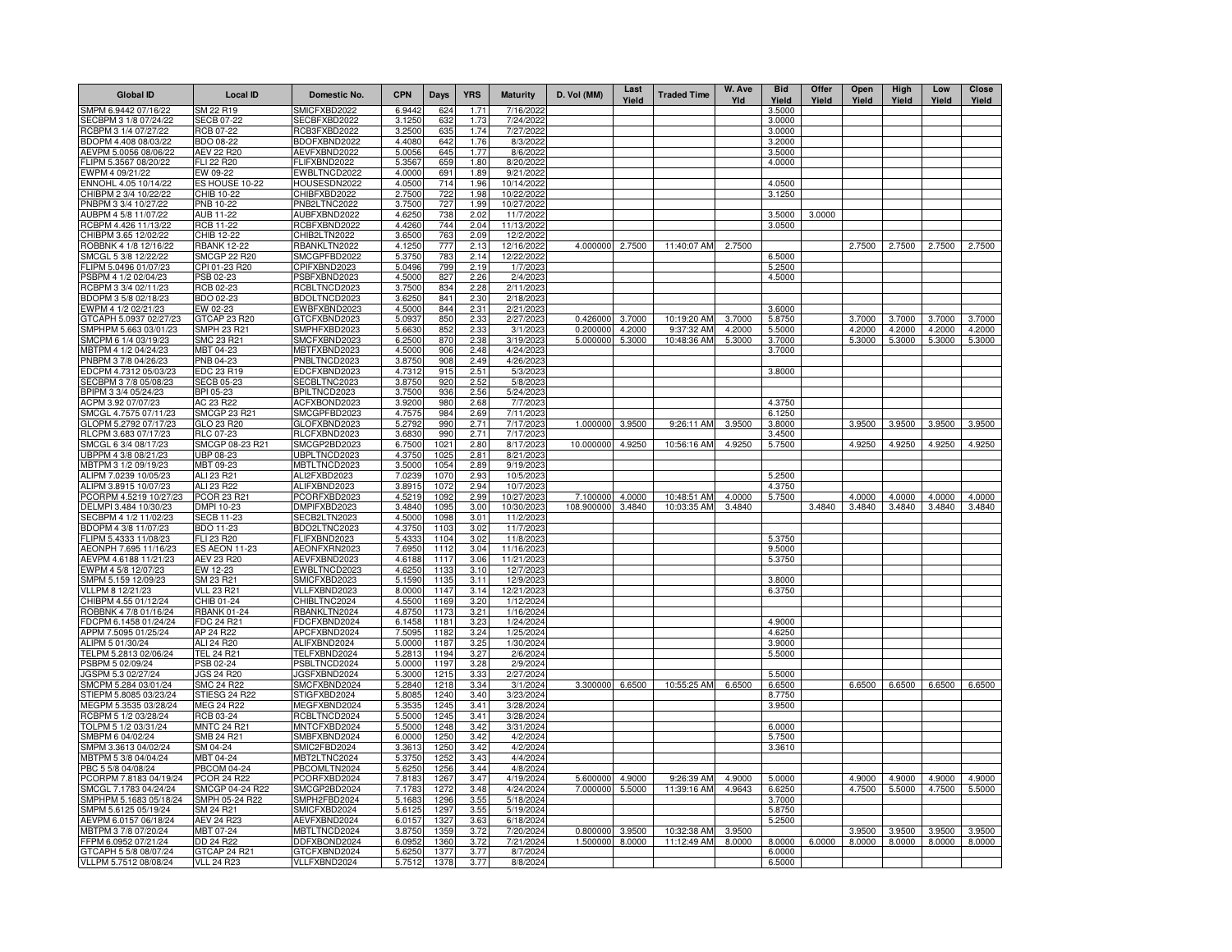| Global ID | Local ID | Domestic No. | CPN | Days | YRS | Maturity | D. Vol (MM) | Last Yield | Traded Time | W. Ave Yld | Bid Yield | Offer Yield | Open Yield | High Yield | Low Yield | Close Yield |
|---|---|---|---|---|---|---|---|---|---|---|---|---|---|---|---|---|
| SMPM 6.9442 07/16/22 | SM 22 R19 | SMICFXBD2022 | 6.9442 | 624 | 1.71 | 7/16/2022 | | | | | 3.5000 | | | | | |
| SECBPM 3 1/8 07/24/22 | SECB 07-22 | SECBFXBD2022 | 3.1250 | 632 | 1.73 | 7/24/2022 | | | | | 3.0000 | | | | | |
| RCBPM 3 1/4 07/27/22 | RCB 07-22 | RCB3FXBD2022 | 3.2500 | 635 | 1.74 | 7/27/2022 | | | | | 3.0000 | | | | | |
| BDOPM 4.408 08/03/22 | BDO 08-22 | BDOFXBND2022 | 4.4080 | 642 | 1.76 | 8/3/2022 | | | | | 3.2000 | | | | | |
| AEVPM 5.0056 08/06/22 | AEV 22 R20 | AEVFXBND2022 | 5.0056 | 645 | 1.77 | 8/6/2022 | | | | | 3.5000 | | | | | |
| FLIPM 5.3567 08/20/22 | FLI 22 R20 | FLIFXBND2022 | 5.3567 | 659 | 1.80 | 8/20/2022 | | | | | 4.0000 | | | | | |
| EWPM 4 09/21/22 | EW 09-22 | EWBLTNCD2022 | 4.0000 | 691 | 1.89 | 9/21/2022 | | | | | | | | | | |
| ENNOHL 4.05 10/14/22 | ES HOUSE 10-22 | HOUSESDN2022 | 4.0500 | 714 | 1.96 | 10/14/2022 | | | | | 4.0500 | | | | | |
| CHIBPM 2 3/4 10/22/22 | CHIB 10-22 | CHIBFXBD2022 | 2.7500 | 722 | 1.98 | 10/22/2022 | | | | | 3.1250 | | | | | |
| PNBPM 3 3/4 10/27/22 | PNB 10-22 | PNB2LTNC2022 | 3.7500 | 727 | 1.99 | 10/27/2022 | | | | | | | | | | |
| AUBPM 4 5/8 11/07/22 | AUB 11-22 | AUBFXBND2022 | 4.6250 | 738 | 2.02 | 11/7/2022 | | | | | 3.5000 | 3.0000 | | | | |
| RCBPM 4.426 11/13/22 | RCB 11-22 | RCBFXBND2022 | 4.4260 | 744 | 2.04 | 11/13/2022 | | | | | 3.0500 | | | | | |
| CHIBPM 3.65 12/02/22 | CHIB 12-22 | CHIB2LTN2022 | 3.6500 | 763 | 2.09 | 12/2/2022 | | | | | | | | | | |
| ROBBNK 4 1/8 12/16/22 | RBANK 12-22 | RBANKLTN2022 | 4.1250 | 777 | 2.13 | 12/16/2022 | 4.000000 | 2.7500 | 11:40:07 AM | 2.7500 | | | 2.7500 | 2.7500 | 2.7500 | 2.7500 |
| SMCGL 5 3/8 12/22/22 | SMCGP 22 R20 | SMCGPFBD2022 | 5.3750 | 783 | 2.14 | 12/22/2022 | | | | | 6.5000 | | | | | |
| FLIPM 5.0496 01/07/23 | CPI 01-23 R20 | CPIFXBND2023 | 5.0496 | 799 | 2.19 | 1/7/2023 | | | | | 5.2500 | | | | | |
| PSBPM 4 1/2 02/04/23 | PSB 02-23 | PSBFXBND2023 | 4.5000 | 827 | 2.26 | 2/4/2023 | | | | | 4.5000 | | | | | |
| RCBPM 3 3/4 02/11/23 | RCB 02-23 | RCBLTNCD2023 | 3.7500 | 834 | 2.28 | 2/11/2023 | | | | | | | | | | |
| BDOPM 3 5/8 02/18/23 | BDO 02-23 | BDOLTNCD2023 | 3.6250 | 841 | 2.30 | 2/18/2023 | | | | | | | | | | |
| EWPM 4 1/2 02/21/23 | EW 02-23 | EWBFXBND2023 | 4.5000 | 844 | 2.31 | 2/21/2023 | | | | | 3.6000 | | | | | |
| GTCAPH 5.0937 02/27/23 | GTCAP 23 R20 | GTCFXBND2023 | 5.0937 | 850 | 2.33 | 2/27/2023 | 0.426000 | 3.7000 | 10:19:20 AM | 3.7000 | 5.8750 | | 3.7000 | 3.7000 | 3.7000 | 3.7000 |
| SMPHPM 5.663 03/01/23 | SMPH 23 R21 | SMPHFXBD2023 | 5.6630 | 852 | 2.33 | 3/1/2023 | 0.200000 | 4.2000 | 9:37:32 AM | 4.2000 | 5.5000 | | 4.2000 | 4.2000 | 4.2000 | 4.2000 |
| SMCPM 6 1/4 03/19/23 | SMC 23 R21 | SMCFXBND2023 | 6.2500 | 870 | 2.38 | 3/19/2023 | 5.000000 | 5.3000 | 10:48:36 AM | 5.3000 | 3.7000 | | 5.3000 | 5.3000 | 5.3000 | 5.3000 |
| MBTPM 4 1/2 04/24/23 | MBT 04-23 | MBTFXBND2023 | 4.5000 | 906 | 2.48 | 4/24/2023 | | | | | 3.7000 | | | | | |
| PNBPM 3 7/8 04/26/23 | PNB 04-23 | PNBLTNCD2023 | 3.8750 | 908 | 2.49 | 4/26/2023 | | | | | | | | | | |
| EDCPM 4.7312 05/03/23 | EDC 23 R19 | EDCFXBND2023 | 4.7312 | 915 | 2.51 | 5/3/2023 | | | | | 3.8000 | | | | | |
| SECBPM 3 7/8 05/08/23 | SECB 05-23 | SECBLTNC2023 | 3.8750 | 920 | 2.52 | 5/8/2023 | | | | | | | | | | |
| BPIPM 3 3/4 05/24/23 | BPI 05-23 | BPILTNCD2023 | 3.7500 | 936 | 2.56 | 5/24/2023 | | | | | | | | | | |
| ACPM 3.92 07/07/23 | AC 23 R22 | ACFXBOND2023 | 3.9200 | 980 | 2.68 | 7/7/2023 | | | | | 4.3750 | | | | | |
| SMCGL 4.7575 07/11/23 | SMCGP 23 R21 | SMCGPFBD2023 | 4.7575 | 984 | 2.69 | 7/11/2023 | | | | | 6.1250 | | | | | |
| GLOPM 5.2792 07/17/23 | GLO 23 R20 | GLOFXBND2023 | 5.2792 | 990 | 2.71 | 7/17/2023 | 1.000000 | 3.9500 | 9:26:11 AM | 3.9500 | 3.8000 | | 3.9500 | 3.9500 | 3.9500 | 3.9500 |
| RLCPM 3.683 07/17/23 | RLC 07-23 | RLCFXBND2023 | 3.6830 | 990 | 2.71 | 7/17/2023 | | | | | 3.4500 | | | | | |
| SMCGL 6 3/4 08/17/23 | SMCGP 08-23 R21 | SMCGP2BD2023 | 6.7500 | 1021 | 2.80 | 8/17/2023 | 10.000000 | 4.9250 | 10:56:16 AM | 4.9250 | 5.7500 | | 4.9250 | 4.9250 | 4.9250 | 4.9250 |
| UBPPM 4 3/8 08/21/23 | UBP 08-23 | UBPLTNCD2023 | 4.3750 | 1025 | 2.81 | 8/21/2023 | | | | | | | | | | |
| MBTPM 3 1/2 09/19/23 | MBT 09-23 | MBTLTNCD2023 | 3.5000 | 1054 | 2.89 | 9/19/2023 | | | | | | | | | | |
| ALIPM 7.0239 10/05/23 | ALI 23 R21 | ALI2FXBD2023 | 7.0239 | 1070 | 2.93 | 10/5/2023 | | | | | 5.2500 | | | | | |
| ALIPM 3.8915 10/07/23 | ALI 23 R22 | ALIFXBND2023 | 3.8915 | 1072 | 2.94 | 10/7/2023 | | | | | 4.3750 | | | | | |
| PCORPM 4.5219 10/27/23 | PCOR 23 R21 | PCORFXBD2023 | 4.5219 | 1092 | 2.99 | 10/27/2023 | 7.100000 | 4.0000 | 10:48:51 AM | 4.0000 | 5.7500 | | 4.0000 | 4.0000 | 4.0000 | 4.0000 |
| DELMPI 3.484 10/30/23 | DMPI 10-23 | DMPIFXBD2023 | 3.4840 | 1095 | 3.00 | 10/30/2023 | 108.900000 | 3.4840 | 10:03:35 AM | 3.4840 | | 3.4840 | 3.4840 | 3.4840 | 3.4840 | 3.4840 |
| SECBPM 4 1/2 11/02/23 | SECB 11-23 | SECB2LTN2023 | 4.5000 | 1098 | 3.01 | 11/2/2023 | | | | | | | | | | |
| BDOPM 4 3/8 11/07/23 | BDO 11-23 | BDO2LTNC2023 | 4.3750 | 1103 | 3.02 | 11/7/2023 | | | | | | | | | | |
| FLIPM 5.4333 11/08/23 | FLI 23 R20 | FLIFXBND2023 | 5.4333 | 1104 | 3.02 | 11/8/2023 | | | | | 5.3750 | | | | | |
| AEONPH 7.695 11/16/23 | ES AEON 11-23 | AEONFXRN2023 | 7.6950 | 1112 | 3.04 | 11/16/2023 | | | | | 9.5000 | | | | | |
| AEVPM 4.6188 11/21/23 | AEV 23 R20 | AEVFXBND2023 | 4.6188 | 1117 | 3.06 | 11/21/2023 | | | | | 5.3750 | | | | | |
| EWPM 4 5/8 12/07/23 | EW 12-23 | EWBLTNCD2023 | 4.6250 | 1133 | 3.10 | 12/7/2023 | | | | | | | | | | |
| SMPM 5.159 12/09/23 | SM 23 R21 | SMICFXBD2023 | 5.1590 | 1135 | 3.11 | 12/9/2023 | | | | | 3.8000 | | | | | |
| VLLPM 8 12/21/23 | VLL 23 R21 | VLLFXBND2023 | 8.0000 | 1147 | 3.14 | 12/21/2023 | | | | | 6.3750 | | | | | |
| CHIBPM 4.55 01/12/24 | CHIB 01-24 | CHIBLTNC2024 | 4.5500 | 1169 | 3.20 | 1/12/2024 | | | | | | | | | | |
| ROBBNK 4 7/8 01/16/24 | RBANK 01-24 | RBANKLTN2024 | 4.8750 | 1173 | 3.21 | 1/16/2024 | | | | | | | | | | |
| FDCPM 6.1458 01/24/24 | FDC 24 R21 | FDCFXBND2024 | 6.1458 | 1181 | 3.23 | 1/24/2024 | | | | | 4.9000 | | | | | |
| APPM 7.5095 01/25/24 | AP 24 R22 | APCFXBND2024 | 7.5095 | 1182 | 3.24 | 1/25/2024 | | | | | 4.6250 | | | | | |
| ALIPM 5 01/30/24 | ALI 24 R20 | ALIFXBND2024 | 5.0000 | 1187 | 3.25 | 1/30/2024 | | | | | 3.9000 | | | | | |
| TELPM 5.2813 02/06/24 | TEL 24 R21 | TELFXBND2024 | 5.2813 | 1194 | 3.27 | 2/6/2024 | | | | | 5.5000 | | | | | |
| PSBPM 5 02/09/24 | PSB 02-24 | PSBLTNCD2024 | 5.0000 | 1197 | 3.28 | 2/9/2024 | | | | | | | | | | |
| JGSPM 5.3 02/27/24 | JGS 24 R20 | JGSFXBND2024 | 5.3000 | 1215 | 3.33 | 2/27/2024 | | | | | 5.5000 | | | | | |
| SMCPM 5.284 03/01/24 | SMC 24 R22 | SMCFXBND2024 | 5.2840 | 1218 | 3.34 | 3/1/2024 | 3.300000 | 6.6500 | 10:55:25 AM | 6.6500 | 6.6500 | | 6.6500 | 6.6500 | 6.6500 | 6.6500 |
| STIEPM 5.8085 03/23/24 | STIESG 24 R22 | STIGFXBD2024 | 5.8085 | 1240 | 3.40 | 3/23/2024 | | | | | 8.7750 | | | | | |
| MEGPM 5.3535 03/28/24 | MEG 24 R22 | MEGFXBND2024 | 5.3535 | 1245 | 3.41 | 3/28/2024 | | | | | 3.9500 | | | | | |
| RCBPM 5 1/2 03/28/24 | RCB 03-24 | RCBLTNCD2024 | 5.5000 | 1245 | 3.41 | 3/28/2024 | | | | | | | | | | |
| TOLPM 5 1/2 03/31/24 | MNTC 24 R21 | MNTCFXBD2024 | 5.5000 | 1248 | 3.42 | 3/31/2024 | | | | | 6.0000 | | | | | |
| SMBPM 6 04/02/24 | SMB 24 R21 | SMBFXBND2024 | 6.0000 | 1250 | 3.42 | 4/2/2024 | | | | | 5.7500 | | | | | |
| SMPM 3.3613 04/02/24 | SM 04-24 | SMIC2FBD2024 | 3.3613 | 1250 | 3.42 | 4/2/2024 | | | | | 3.3610 | | | | | |
| MBTPM 5 3/8 04/04/24 | MBT 04-24 | MBT2LTNC2024 | 5.3750 | 1252 | 3.43 | 4/4/2024 | | | | | | | | | | |
| PBC 5 5/8 04/08/24 | PBCOM 04-24 | PBCOMLTN2024 | 5.6250 | 1256 | 3.44 | 4/8/2024 | | | | | | | | | | |
| PCORPM 7.8183 04/19/24 | PCOR 24 R22 | PCORFXBD2024 | 7.8183 | 1267 | 3.47 | 4/19/2024 | 5.600000 | 4.9000 | 9:26:39 AM | 4.9000 | 5.0000 | | 4.9000 | 4.9000 | 4.9000 | 4.9000 |
| SMCGL 7.1783 04/24/24 | SMCGP 04-24 R22 | SMCGP2BD2024 | 7.1783 | 1272 | 3.48 | 4/24/2024 | 7.000000 | 5.5000 | 11:39:16 AM | 4.9643 | 6.6250 | | 4.7500 | 5.5000 | 4.7500 | 5.5000 |
| SMPHPM 5.1683 05/18/24 | SMPH 05-24 R22 | SMPH2FBD2024 | 5.1683 | 1296 | 3.55 | 5/18/2024 | | | | | 3.7000 | | | | | |
| SMPM 5.6125 05/19/24 | SM 24 R21 | SMICFXBD2024 | 5.6125 | 1297 | 3.55 | 5/19/2024 | | | | | 5.8750 | | | | | |
| AEVPM 6.0157 06/18/24 | AEV 24 R23 | AEVFXBND2024 | 6.0157 | 1327 | 3.63 | 6/18/2024 | | | | | 5.2500 | | | | | |
| MBTPM 3 7/8 07/20/24 | MBT 07-24 | MBTLTNCD2024 | 3.8750 | 1359 | 3.72 | 7/20/2024 | 0.800000 | 3.9500 | 10:32:38 AM | 3.9500 | | | 3.9500 | 3.9500 | 3.9500 | 3.9500 |
| FFPM 6.0952 07/21/24 | DD 24 R22 | DDFXBOND2024 | 6.0952 | 1360 | 3.72 | 7/21/2024 | 1.500000 | 8.0000 | 11:12:49 AM | 8.0000 | 8.0000 | 6.0000 | 8.0000 | 8.0000 | 8.0000 | 8.0000 |
| GTCAPH 5 5/8 08/07/24 | GTCAP 24 R21 | GTCFXBND2024 | 5.6250 | 1377 | 3.77 | 8/7/2024 | | | | | 6.0000 | | | | | |
| VLLPM 5.7512 08/08/24 | VLL 24 R23 | VLLFXBND2024 | 5.7512 | 1378 | 3.77 | 8/8/2024 | | | | | 6.5000 | | | | | |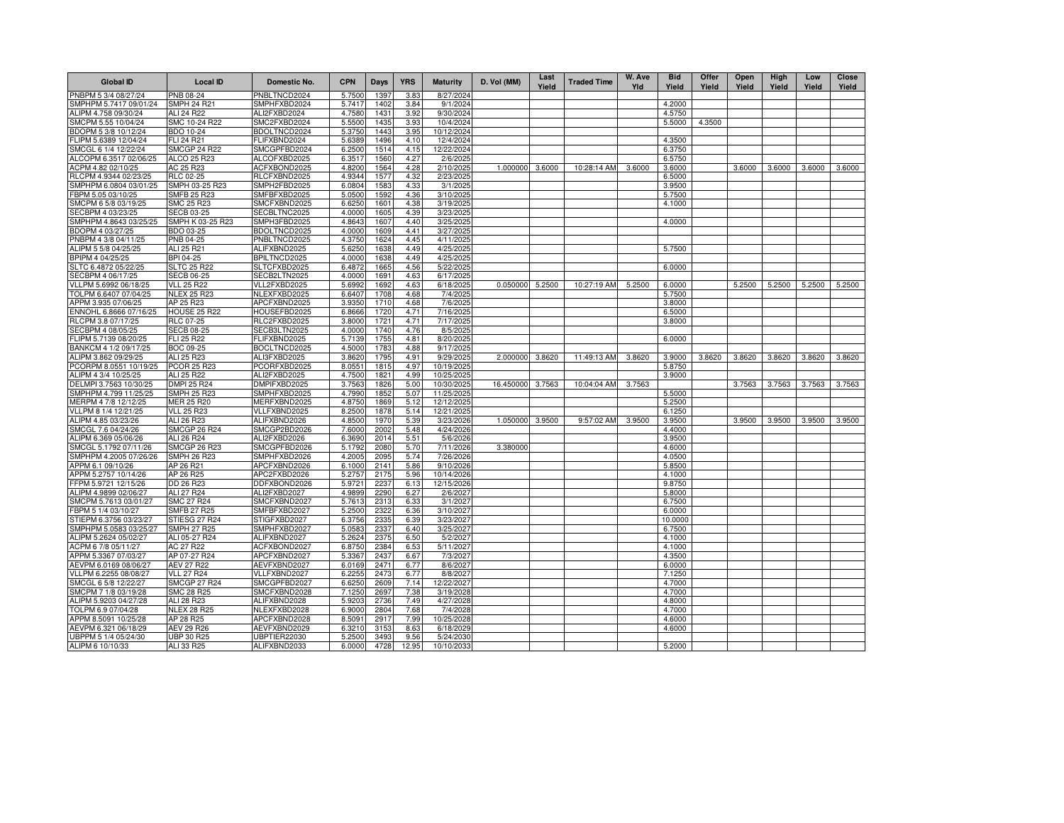| Global ID | Local ID | Domestic No. | CPN | Days | YRS | Maturity | D. Vol (MM) | Last Yield | Traded Time | W. Ave Yld | Bid Yield | Offer Yield | Open Yield | High Yield | Low Yield | Close Yield |
|---|---|---|---|---|---|---|---|---|---|---|---|---|---|---|---|---|
| PNBPM 5 3/4 08/27/24 | PNB 08-24 | PNBLTNCD2024 | 5.7500 | 1397 | 3.83 | 8/27/2024 | | | | | | | | | | |
| SMPHPM 5.7417 09/01/24 | SMPH 24 R21 | SMPHFXBD2024 | 5.7417 | 1402 | 3.84 | 9/1/2024 | | | | | 4.2000 | | | | | |
| ALIPM 4.758 09/30/24 | ALI 24 R22 | ALI2FXBD2024 | 4.7580 | 1431 | 3.92 | 9/30/2024 | | | | | 4.5750 | | | | | |
| SMCPM 5.55 10/04/24 | SMC 10-24 R22 | SMC2FXBD2024 | 5.5500 | 1435 | 3.93 | 10/4/2024 | | | | | 5.5000 | 4.3500 | | | | |
| BDOPM 5 3/8 10/12/24 | BDO 10-24 | BDOLTNCD2024 | 5.3750 | 1443 | 3.95 | 10/12/2024 | | | | | | | | | | |
| FLIPM 5.6389 12/04/24 | FLI 24 R21 | FLIFXBND2024 | 5.6389 | 1496 | 4.10 | 12/4/2024 | | | | | 4.3500 | | | | | |
| SMCGL 6 1/4 12/22/24 | SMCGP 24 R22 | SMCGPFBD2024 | 6.2500 | 1514 | 4.15 | 12/22/2024 | | | | | 6.3750 | | | | | |
| ALCOPM 6.3517 02/06/25 | ALCO 25 R23 | ALCOFXBD2025 | 6.3517 | 1560 | 4.27 | 2/6/2025 | | | | | 6.5750 | | | | | |
| ACPM 4.82 02/10/25 | AC 25 R23 | ACFXBOND2025 | 4.8200 | 1564 | 4.28 | 2/10/2025 | 1.000000 | 3.6000 | 10:28:14 AM | 3.6000 | 3.6000 | | 3.6000 | 3.6000 | 3.6000 | 3.6000 |
| RLCPM 4.9344 02/23/25 | RLC 02-25 | RLCFXBND2025 | 4.9344 | 1577 | 4.32 | 2/23/2025 | | | | | 6.5000 | | | | | |
| SMPHPM 6.0804 03/01/25 | SMPH 03-25 R23 | SMPH2FBD2025 | 6.0804 | 1583 | 4.33 | 3/1/2025 | | | | | 3.9500 | | | | | |
| FBPM 5.05 03/10/25 | SMFB 25 R23 | SMFBFXBD2025 | 5.0500 | 1592 | 4.36 | 3/10/2025 | | | | | 5.7500 | | | | | |
| SMCPM 6 5/8 03/19/25 | SMC 25 R23 | SMCFXBND2025 | 6.6250 | 1601 | 4.38 | 3/19/2025 | | | | | 4.1000 | | | | | |
| SECBPM 4 03/23/25 | SECB 03-25 | SECBLTNC2025 | 4.0000 | 1605 | 4.39 | 3/23/2025 | | | | | | | | | | |
| SMPHPM 4.8643 03/25/25 | SMPH K 03-25 R23 | SMPH3FBD2025 | 4.8643 | 1607 | 4.40 | 3/25/2025 | | | | | 4.0000 | | | | | |
| BDOPM 4 03/27/25 | BDO 03-25 | BDOLTNCD2025 | 4.0000 | 1609 | 4.41 | 3/27/2025 | | | | | | | | | | |
| PNBPM 4 3/8 04/11/25 | PNB 04-25 | PNBLTNCD2025 | 4.3750 | 1624 | 4.45 | 4/11/2025 | | | | | | | | | | |
| ALIPM 5 5/8 04/25/25 | ALI 25 R21 | ALIFXBND2025 | 5.6250 | 1638 | 4.49 | 4/25/2025 | | | | | 5.7500 | | | | | |
| BPIPM 4 04/25/25 | BPI 04-25 | BPILTNCD2025 | 4.0000 | 1638 | 4.49 | 4/25/2025 | | | | | | | | | | |
| SLTC 6.4872 05/22/25 | SLTC 25 R22 | SLTCFXBD2025 | 6.4872 | 1665 | 4.56 | 5/22/2025 | | | | | 6.0000 | | | | | |
| SECBPM 4 06/17/25 | SECB 06-25 | SECB2LTN2025 | 4.0000 | 1691 | 4.63 | 6/17/2025 | | | | | | | | | | |
| VLLPM 5.6992 06/18/25 | VLL 25 R22 | VLL2FXBD2025 | 5.6992 | 1692 | 4.63 | 6/18/2025 | 0.050000 | 5.2500 | 10:27:19 AM | 5.2500 | 6.0000 | | 5.2500 | 5.2500 | 5.2500 | 5.2500 |
| TOLPM 6.6407 07/04/25 | NLEX 25 R23 | NLEXFXBD2025 | 6.6407 | 1708 | 4.68 | 7/4/2025 | | | | | 5.7500 | | | | | |
| APPM 3.935 07/06/25 | AP 25 R23 | APCFXBND2025 | 3.9350 | 1710 | 4.68 | 7/6/2025 | | | | | 3.8000 | | | | | |
| ENNOHL 6.8666 07/16/25 | HOUSE 25 R22 | HOUSEFBD2025 | 6.8666 | 1720 | 4.71 | 7/16/2025 | | | | | 6.5000 | | | | | |
| RLCPM 3.8 07/17/25 | RLC 07-25 | RLC2FXBD2025 | 3.8000 | 1721 | 4.71 | 7/17/2025 | | | | | 3.8000 | | | | | |
| SECBPM 4 08/05/25 | SECB 08-25 | SECB3LTN2025 | 4.0000 | 1740 | 4.76 | 8/5/2025 | | | | | | | | | | |
| FLIPM 5.7139 08/20/25 | FLI 25 R22 | FLIFXBND2025 | 5.7139 | 1755 | 4.81 | 8/20/2025 | | | | | 6.0000 | | | | | |
| BANKCM 4 1/2 09/17/25 | BOC 09-25 | BOCLTNCD2025 | 4.5000 | 1783 | 4.88 | 9/17/2025 | | | | | | | | | | |
| ALIPM 3.862 09/29/25 | ALI 25 R23 | ALI3FXBD2025 | 3.8620 | 1795 | 4.91 | 9/29/2025 | 2.000000 | 3.8620 | 11:49:13 AM | 3.8620 | 3.9000 | 3.8620 | 3.8620 | 3.8620 | 3.8620 | 3.8620 |
| PCORPM 8.0551 10/19/25 | PCOR 25 R23 | PCORFXBD2025 | 8.0551 | 1815 | 4.97 | 10/19/2025 | | | | | 5.8750 | | | | | |
| ALIPM 4 3/4 10/25/25 | ALI 25 R22 | ALI2FXBD2025 | 4.7500 | 1821 | 4.99 | 10/25/2025 | | | | | 3.9000 | | | | | |
| DELMPI 3.7563 10/30/25 | DMPI 25 R24 | DMPIFXBD2025 | 3.7563 | 1826 | 5.00 | 10/30/2025 | 16.450000 | 3.7563 | 10:04:04 AM | 3.7563 | | | 3.7563 | 3.7563 | 3.7563 | 3.7563 |
| SMPHPM 4.799 11/25/25 | SMPH 25 R23 | SMPHFXBD2025 | 4.7990 | 1852 | 5.07 | 11/25/2025 | | | | | 5.5000 | | | | | |
| MERPM 4 7/8 12/12/25 | MER 25 R20 | MERFXBND2025 | 4.8750 | 1869 | 5.12 | 12/12/2025 | | | | | 5.2500 | | | | | |
| VLLPM 8 1/4 12/21/25 | VLL 25 R23 | VLLFXBND2025 | 8.2500 | 1878 | 5.14 | 12/21/2025 | | | | | 6.1250 | | | | | |
| ALIPM 4.85 03/23/26 | ALI 26 R23 | ALIFXBND2026 | 4.8500 | 1970 | 5.39 | 3/23/2026 | 1.050000 | 3.9500 | 9:57:02 AM | 3.9500 | 3.9500 | | 3.9500 | 3.9500 | 3.9500 | 3.9500 |
| SMCGL 7.6 04/24/26 | SMCGP 26 R24 | SMCGP2BD2026 | 7.6000 | 2002 | 5.48 | 4/24/2026 | | | | | 4.4000 | | | | | |
| ALIPM 6.369 05/06/26 | ALI 26 R24 | ALI2FXBD2026 | 6.3690 | 2014 | 5.51 | 5/6/2026 | | | | | 3.9500 | | | | | |
| SMCGL 5.1792 07/11/26 | SMCGP 26 R23 | SMCGPFBD2026 | 5.1792 | 2080 | 5.70 | 7/11/2026 | 3.380000 | | | | 4.6000 | | | | | |
| SMPHPM 4.2005 07/26/26 | SMPH 26 R23 | SMPHFXBD2026 | 4.2005 | 2095 | 5.74 | 7/26/2026 | | | | | 4.0500 | | | | | |
| APPM 6.1 09/10/26 | AP 26 R21 | APCFXBND2026 | 6.1000 | 2141 | 5.86 | 9/10/2026 | | | | | 5.8500 | | | | | |
| APPM 5.2757 10/14/26 | AP 26 R25 | APC2FXBD2026 | 5.2757 | 2175 | 5.96 | 10/14/2026 | | | | | 4.1000 | | | | | |
| FFPM 5.9721 12/15/26 | DD 26 R23 | DDFXBOND2026 | 5.9721 | 2237 | 6.13 | 12/15/2026 | | | | | 9.8750 | | | | | |
| ALIPM 4.9899 02/06/27 | ALI 27 R24 | ALI2FXBD2027 | 4.9899 | 2290 | 6.27 | 2/6/2027 | | | | | 5.8000 | | | | | |
| SMCPM 5.7613 03/01/27 | SMC 27 R24 | SMCFXBND2027 | 5.7613 | 2313 | 6.33 | 3/1/2027 | | | | | 6.7500 | | | | | |
| FBPM 5 1/4 03/10/27 | SMFB 27 R25 | SMFBFXBD2027 | 5.2500 | 2322 | 6.36 | 3/10/2027 | | | | | 6.0000 | | | | | |
| STIEPM 6.3756 03/23/27 | STIESG 27 R24 | STIGFXBD2027 | 6.3756 | 2335 | 6.39 | 3/23/2027 | | | | | 10.0000 | | | | | |
| SMPHPM 5.0583 03/25/27 | SMPH 27 R25 | SMPHFXBD2027 | 5.0583 | 2337 | 6.40 | 3/25/2027 | | | | | 6.7500 | | | | | |
| ALIPM 5.2624 05/02/27 | ALI 05-27 R24 | ALIFXBND2027 | 5.2624 | 2375 | 6.50 | 5/2/2027 | | | | | 4.1000 | | | | | |
| ACPM 6 7/8 05/11/27 | AC 27 R22 | ACFXBOND2027 | 6.8750 | 2384 | 6.53 | 5/11/2027 | | | | | 4.1000 | | | | | |
| APPM 5.3367 07/03/27 | AP 07-27 R24 | APCFXBND2027 | 5.3367 | 2437 | 6.67 | 7/3/2027 | | | | | 4.3500 | | | | | |
| AEVPM 6.0169 08/06/27 | AEV 27 R22 | AEVFXBND2027 | 6.0169 | 2471 | 6.77 | 8/6/2027 | | | | | 6.0000 | | | | | |
| VLLPM 6.2255 08/08/27 | VLL 27 R24 | VLLFXBND2027 | 6.2255 | 2473 | 6.77 | 8/8/2027 | | | | | 7.1250 | | | | | |
| SMCGL 6 5/8 12/22/27 | SMCGP 27 R24 | SMCGPFBD2027 | 6.6250 | 2609 | 7.14 | 12/22/2027 | | | | | 4.7000 | | | | | |
| SMCPM 7 1/8 03/19/28 | SMC 28 R25 | SMCFXBND2028 | 7.1250 | 2697 | 7.38 | 3/19/2028 | | | | | 4.7000 | | | | | |
| ALIPM 5.9203 04/27/28 | ALI 28 R23 | ALIFXBND2028 | 5.9203 | 2736 | 7.49 | 4/27/2028 | | | | | 4.8000 | | | | | |
| TOLPM 6.9 07/04/28 | NLEX 28 R25 | NLEXFXBD2028 | 6.9000 | 2804 | 7.68 | 7/4/2028 | | | | | 4.7000 | | | | | |
| APPM 8.5091 10/25/28 | AP 28 R25 | APCFXBND2028 | 8.5091 | 2917 | 7.99 | 10/25/2028 | | | | | 4.6000 | | | | | |
| AEVPM 6.321 06/18/29 | AEV 29 R26 | AEVFXBND2029 | 6.3210 | 3153 | 8.63 | 6/18/2029 | | | | | 4.6000 | | | | | |
| UBPPM 5 1/4 05/24/30 | UBP 30 R25 | UBPTIER22030 | 5.2500 | 3493 | 9.56 | 5/24/2030 | | | | | | | | | | |
| ALIPM 6 10/10/33 | ALI 33 R25 | ALIFXBND2033 | 6.0000 | 4728 | 12.95 | 10/10/2033 | | | | | 5.2000 | | | | | |